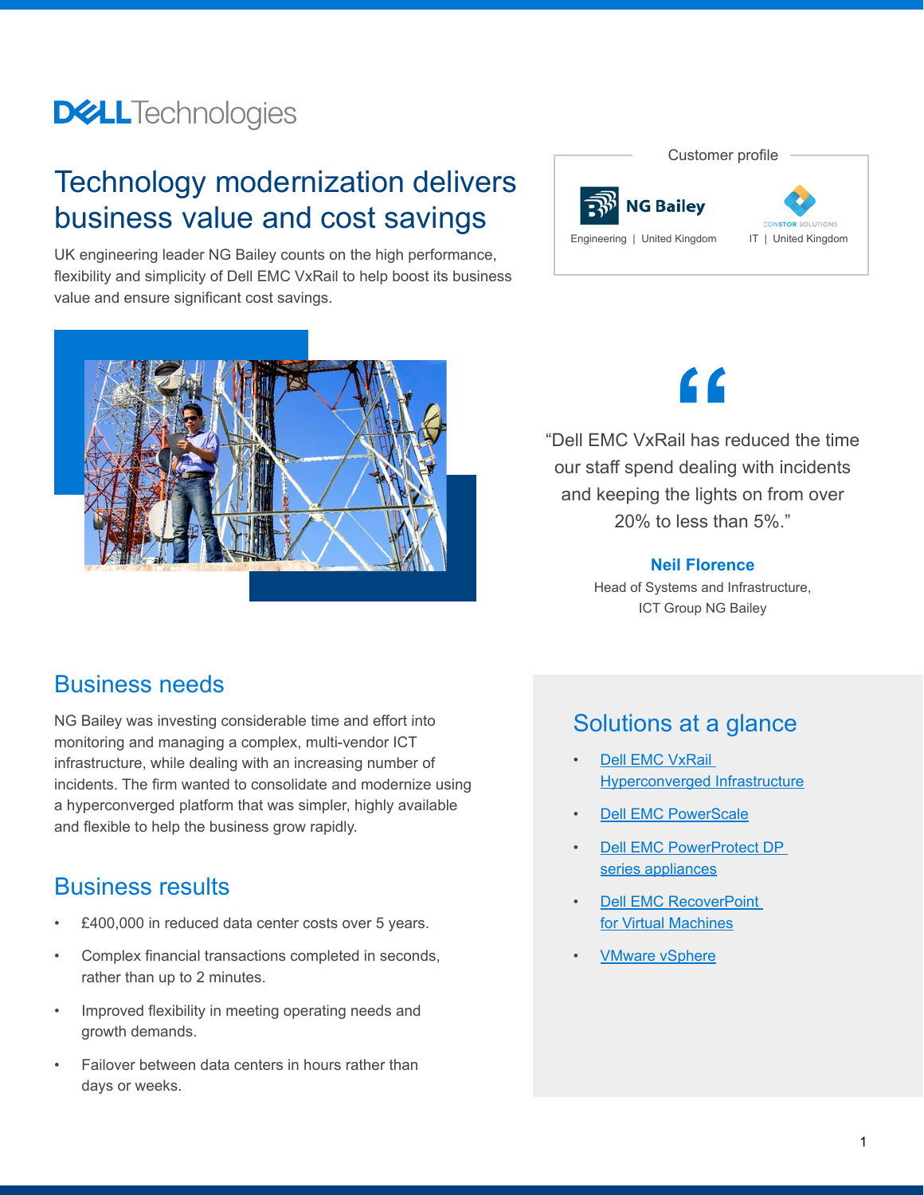# Technology modernization delivers business value and cost savings

UK engineering leader NG Bailey counts on the high performance, flexibility and simplicity of Dell EMC VxRail to help boost its business value and ensure significant cost savings.

Customer profile

NG Bailey
Engineering | United Kingdom

CONSTOR SOLUTIONS
IT | United Kingdom

> "Dell EMC VxRail has reduced the time our staff spend dealing with incidents and keeping the lights on from over 20% to less than 5%."
>
> **Neil Florence**
> Head of Systems and Infrastructure, ICT Group NG Bailey

## Business needs

NG Bailey was investing considerable time and effort into monitoring and managing a complex, multi-vendor ICT infrastructure, while dealing with an increasing number of incidents. The firm wanted to consolidate and modernize using a hyperconverged platform that was simpler, highly available and flexible to help the business grow rapidly.

## Business results

- £400,000 in reduced data center costs over 5 years.
- Complex financial transactions completed in seconds, rather than up to 2 minutes.
- Improved flexibility in meeting operating needs and growth demands.
- Failover between data centers in hours rather than days or weeks.

## Solutions at a glance

- Dell EMC VxRail Hyperconverged Infrastructure
- Dell EMC PowerScale
- Dell EMC PowerProtect DP series appliances
- Dell EMC RecoverPoint for Virtual Machines
- VMware vSphere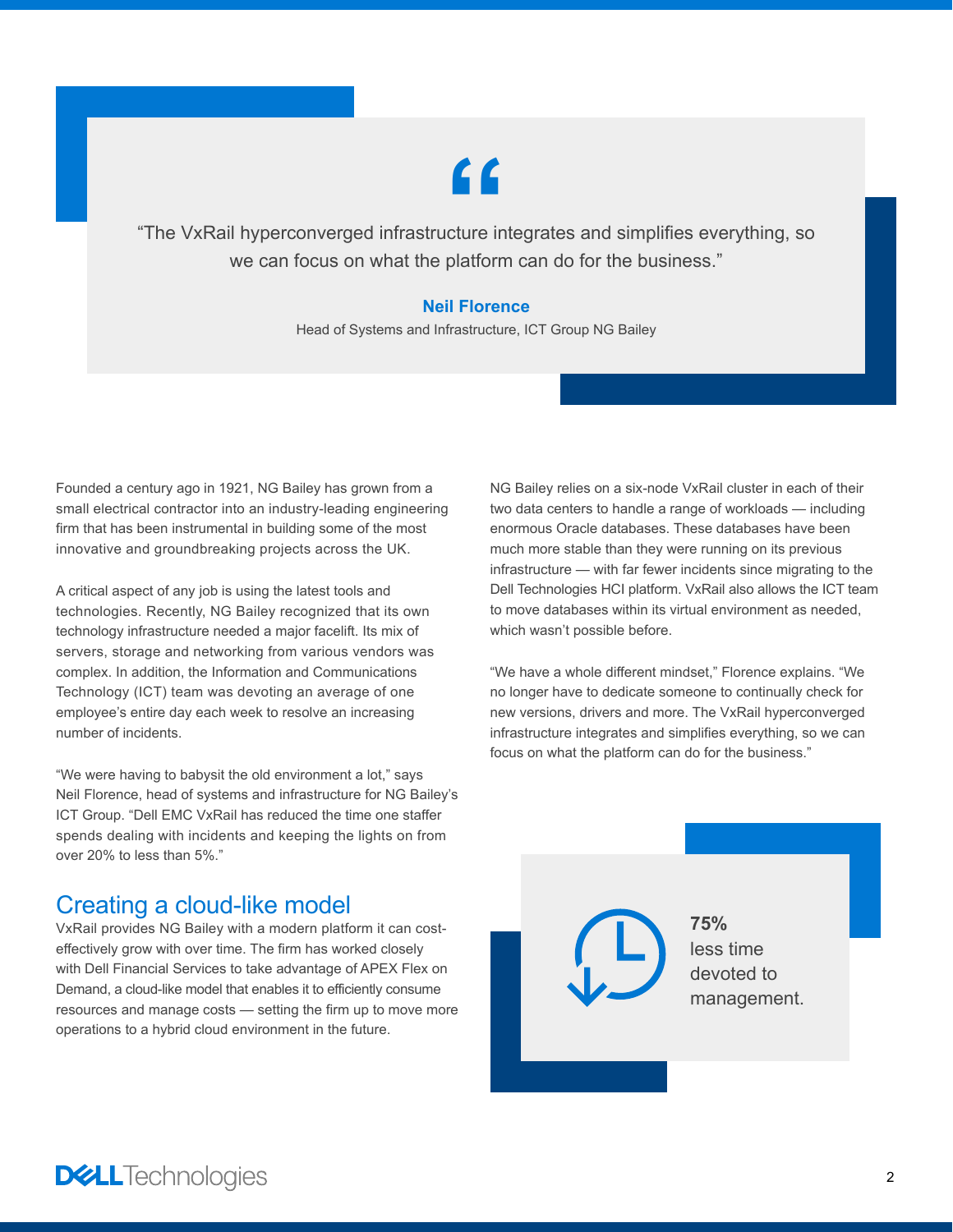> “The VxRail hyperconverged infrastructure integrates and simplifies everything, so we can focus on what the platform can do for the business.”
>
> **Neil Florence**
> Head of Systems and Infrastructure, ICT Group NG Bailey

Founded a century ago in 1921, NG Bailey has grown from a small electrical contractor into an industry-leading engineering firm that has been instrumental in building some of the most innovative and groundbreaking projects across the UK.

A critical aspect of any job is using the latest tools and technologies. Recently, NG Bailey recognized that its own technology infrastructure needed a major facelift. Its mix of servers, storage and networking from various vendors was complex. In addition, the Information and Communications Technology (ICT) team was devoting an average of one employee’s entire day each week to resolve an increasing number of incidents.

“We were having to babysit the old environment a lot,” says Neil Florence, head of systems and infrastructure for NG Bailey’s ICT Group. “Dell EMC VxRail has reduced the time one staffer spends dealing with incidents and keeping the lights on from over 20% to less than 5%.”

## Creating a cloud-like model

VxRail provides NG Bailey with a modern platform it can cost-effectively grow with over time. The firm has worked closely with Dell Financial Services to take advantage of APEX Flex on Demand, a cloud-like model that enables it to efficiently consume resources and manage costs — setting the firm up to move more operations to a hybrid cloud environment in the future.

NG Bailey relies on a six-node VxRail cluster in each of their two data centers to handle a range of workloads — including enormous Oracle databases. These databases have been much more stable than they were running on its previous infrastructure — with far fewer incidents since migrating to the Dell Technologies HCI platform. VxRail also allows the ICT team to move databases within its virtual environment as needed, which wasn’t possible before.

“We have a whole different mindset,” Florence explains. “We no longer have to dedicate someone to continually check for new versions, drivers and more. The VxRail hyperconverged infrastructure integrates and simplifies everything, so we can focus on what the platform can do for the business.”

**75%**
less time devoted to management.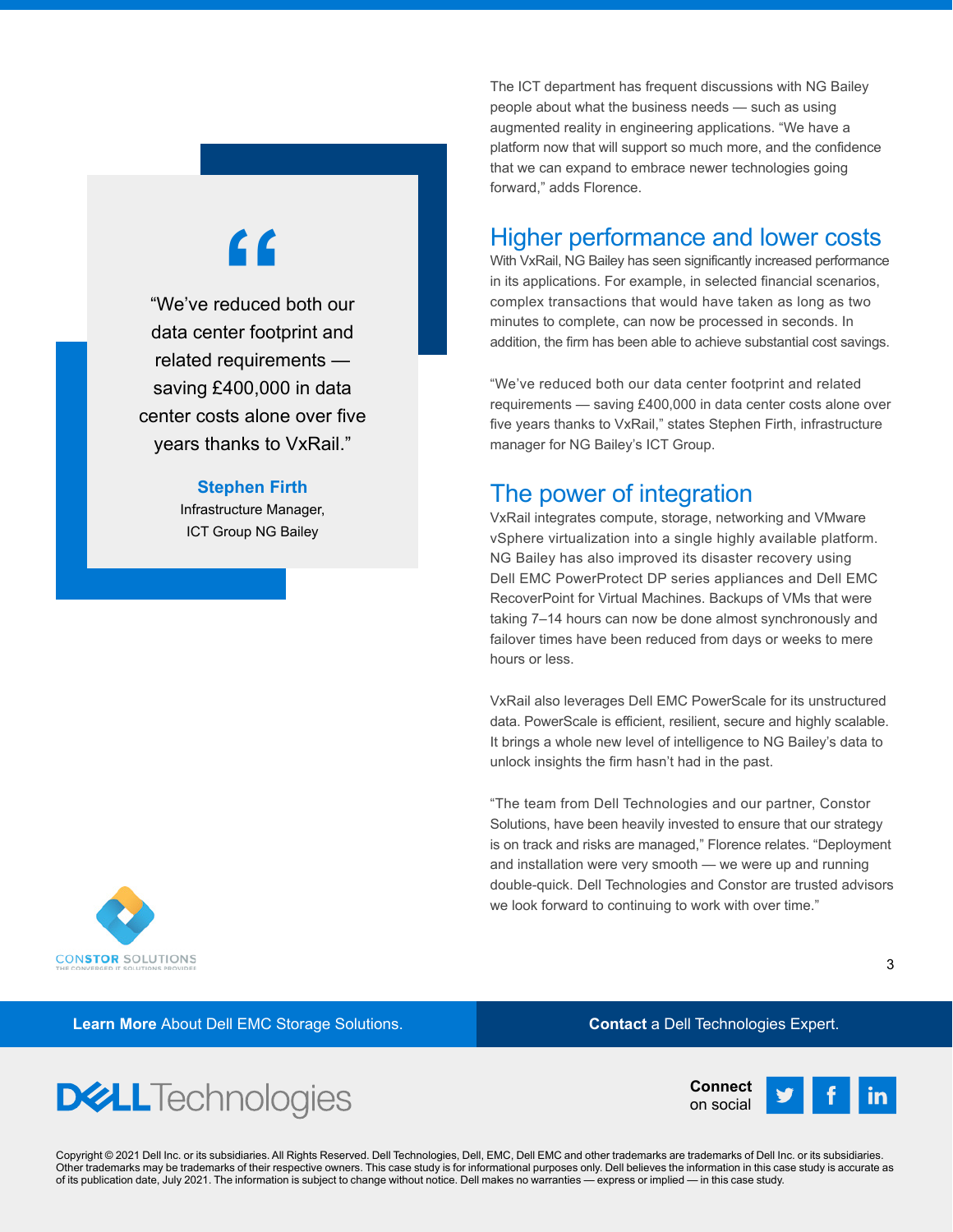> "We've reduced both our data center footprint and related requirements — saving £400,000 in data center costs alone over five years thanks to VxRail."
>
> **Stephen Firth**
> Infrastructure Manager,
> ICT Group NG Bailey

The ICT department has frequent discussions with NG Bailey people about what the business needs — such as using augmented reality in engineering applications. "We have a platform now that will support so much more, and the confidence that we can expand to embrace newer technologies going forward," adds Florence.

## Higher performance and lower costs

With VxRail, NG Bailey has seen significantly increased performance in its applications. For example, in selected financial scenarios, complex transactions that would have taken as long as two minutes to complete, can now be processed in seconds. In addition, the firm has been able to achieve substantial cost savings.

"We've reduced both our data center footprint and related requirements — saving £400,000 in data center costs alone over five years thanks to VxRail," states Stephen Firth, infrastructure manager for NG Bailey's ICT Group.

## The power of integration

VxRail integrates compute, storage, networking and VMware vSphere virtualization into a single highly available platform. NG Bailey has also improved its disaster recovery using Dell EMC PowerProtect DP series appliances and Dell EMC RecoverPoint for Virtual Machines. Backups of VMs that were taking 7–14 hours can now be done almost synchronously and failover times have been reduced from days or weeks to mere hours or less.

VxRail also leverages Dell EMC PowerScale for its unstructured data. PowerScale is efficient, resilient, secure and highly scalable. It brings a whole new level of intelligence to NG Bailey's data to unlock insights the firm hasn't had in the past.

"The team from Dell Technologies and our partner, Constor Solutions, have been heavily invested to ensure that our strategy is on track and risks are managed," Florence relates. "Deployment and installation were very smooth — we were up and running double-quick. Dell Technologies and Constor are trusted advisors we look forward to continuing to work with over time."

CONSTOR SOLUTIONS
THE CONVERGED IT SOLUTIONS PROVIDER

**Learn More** About Dell EMC Storage Solutions.

**Contact** a Dell Technologies Expert.

DELL Technologies

**Connect** on social

Copyright © 2021 Dell Inc. or its subsidiaries. All Rights Reserved. Dell Technologies, Dell, EMC, Dell EMC and other trademarks are trademarks of Dell Inc. or its subsidiaries. Other trademarks may be trademarks of their respective owners. This case study is for informational purposes only. Dell believes the information in this case study is accurate as of its publication date, July 2021. The information is subject to change without notice. Dell makes no warranties — express or implied — in this case study.